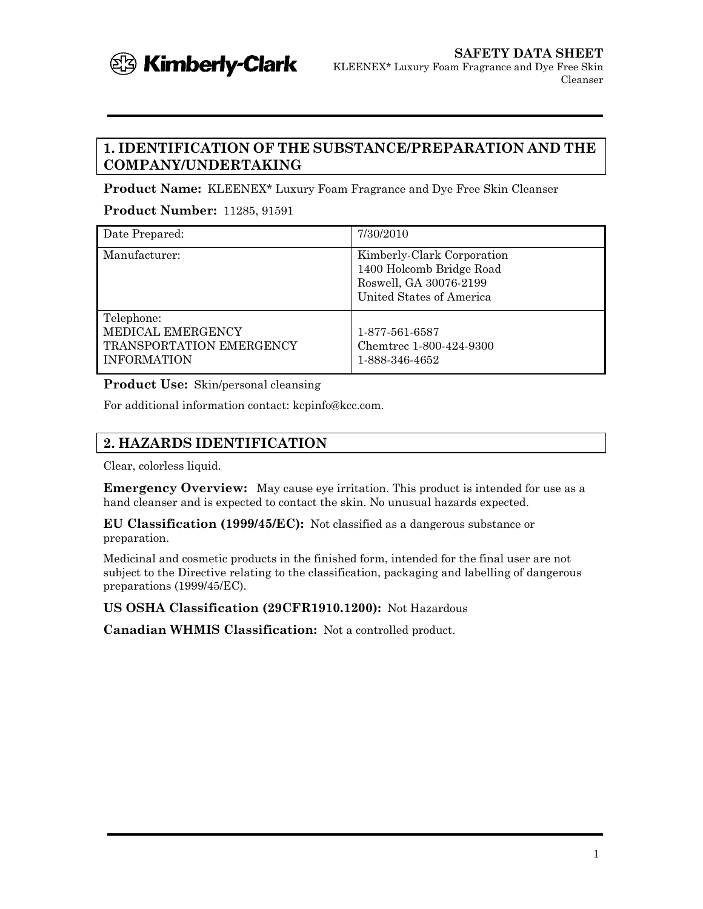## 1. IDENTIFICATION OF THE SUBSTANCE/PREPARATION AND THE COMPANY/UNDERTAKING

**Product Name:** KLEENEX* Luxury Foam Fragrance and Dye Free Skin Cleanser

**Product Number:** 11285, 91591

| Date Prepared: | 7/30/2010 |
| --- | --- |
| Manufacturer: | Kimberly-Clark Corporation<br>1400 Holcomb Bridge Road<br>Roswell, GA 30076-2199<br>United States of America |
| Telephone:<br>MEDICAL EMERGENCY<br>TRANSPORTATION EMERGENCY<br>INFORMATION | <br>1-877-561-6587<br>Chemtrec 1-800-424-9300<br>1-888-346-4652 |

**Product Use:** Skin/personal cleansing

For additional information contact: kcpinfo@kcc.com.

## 2. HAZARDS IDENTIFICATION

Clear, colorless liquid.

**Emergency Overview:** May cause eye irritation. This product is intended for use as a hand cleanser and is expected to contact the skin. No unusual hazards expected.

**EU Classification (1999/45/EC):** Not classified as a dangerous substance or preparation.

Medicinal and cosmetic products in the finished form, intended for the final user are not subject to the Directive relating to the classification, packaging and labelling of dangerous preparations (1999/45/EC).

**US OSHA Classification (29CFR1910.1200):** Not Hazardous

**Canadian WHMIS Classification:** Not a controlled product.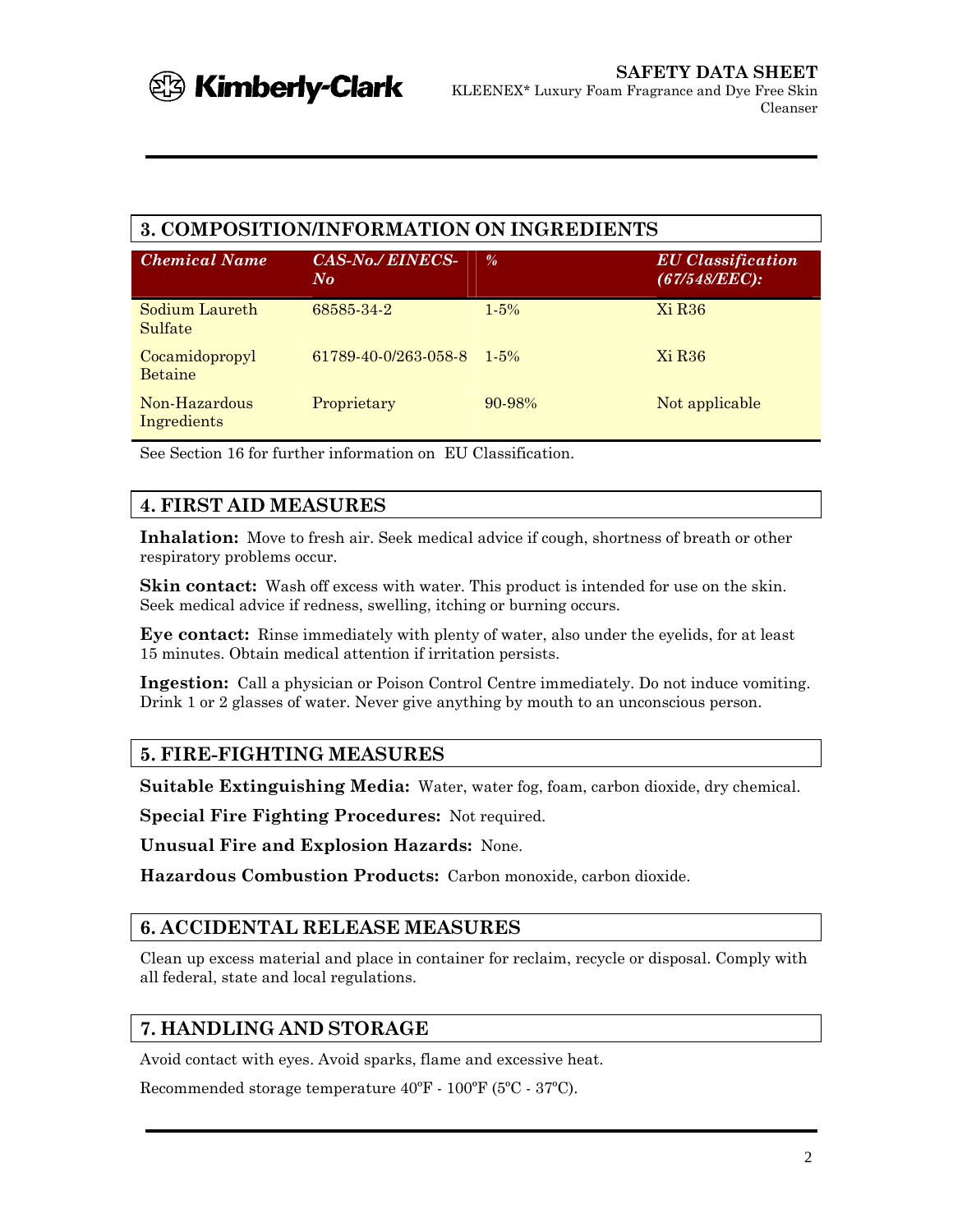## 3. COMPOSITION/INFORMATION ON INGREDIENTS

| *Chemical Name* | *CAS-No./ EINECS-No* | *%* | *EU Classification (67/548/EEC):* |
|---|---|---|---|
| Sodium Laureth Sulfate | 68585-34-2 | 1-5% | Xi R36 |
| Cocamidopropyl Betaine | 61789-40-0/263-058-8 | 1-5% | Xi R36 |
| Non-Hazardous Ingredients | Proprietary | 90-98% | Not applicable |

See Section 16 for further information on EU Classification.

## 4. FIRST AID MEASURES

**Inhalation:** Move to fresh air. Seek medical advice if cough, shortness of breath or other respiratory problems occur.

**Skin contact:** Wash off excess with water. This product is intended for use on the skin. Seek medical advice if redness, swelling, itching or burning occurs.

**Eye contact:** Rinse immediately with plenty of water, also under the eyelids, for at least 15 minutes. Obtain medical attention if irritation persists.

**Ingestion:** Call a physician or Poison Control Centre immediately. Do not induce vomiting. Drink 1 or 2 glasses of water. Never give anything by mouth to an unconscious person.

## 5. FIRE-FIGHTING MEASURES

**Suitable Extinguishing Media:** Water, water fog, foam, carbon dioxide, dry chemical.

**Special Fire Fighting Procedures:** Not required.

**Unusual Fire and Explosion Hazards:** None.

**Hazardous Combustion Products:** Carbon monoxide, carbon dioxide.

## 6. ACCIDENTAL RELEASE MEASURES

Clean up excess material and place in container for reclaim, recycle or disposal. Comply with all federal, state and local regulations.

## 7. HANDLING AND STORAGE

Avoid contact with eyes. Avoid sparks, flame and excessive heat.

Recommended storage temperature 40ºF - 100ºF (5ºC - 37ºC).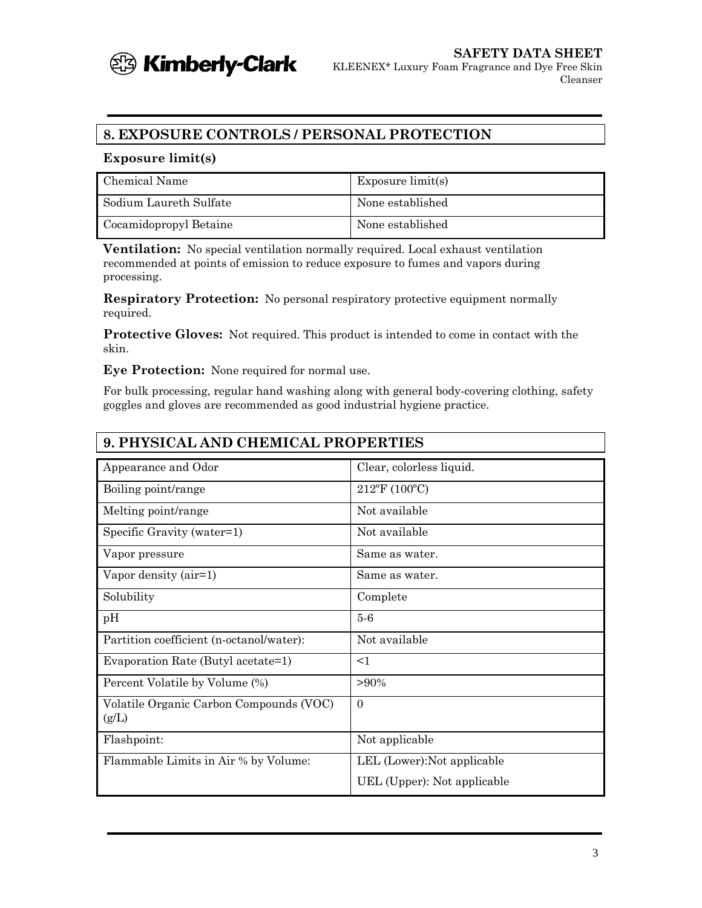## 8. EXPOSURE CONTROLS / PERSONAL PROTECTION

### Exposure limit(s)

| Chemical Name | Exposure limit(s) |
|---|---|
| Sodium Laureth Sulfate | None established |
| Cocamidopropyl Betaine | None established |

**Ventilation:** No special ventilation normally required. Local exhaust ventilation recommended at points of emission to reduce exposure to fumes and vapors during processing.

**Respiratory Protection:** No personal respiratory protective equipment normally required.

**Protective Gloves:** Not required. This product is intended to come in contact with the skin.

**Eye Protection:** None required for normal use.

For bulk processing, regular hand washing along with general body-covering clothing, safety goggles and gloves are recommended as good industrial hygiene practice.

## 9. PHYSICAL AND CHEMICAL PROPERTIES

| Property | Value |
|---|---|
| Appearance and Odor | Clear, colorless liquid. |
| Boiling point/range | 212ºF (100ºC) |
| Melting point/range | Not available |
| Specific Gravity (water=1) | Not available |
| Vapor pressure | Same as water. |
| Vapor density (air=1) | Same as water. |
| Solubility | Complete |
| pH | 5-6 |
| Partition coefficient (n-octanol/water): | Not available |
| Evaporation Rate (Butyl acetate=1) | <1 |
| Percent Volatile by Volume (%) | >90% |
| Volatile Organic Carbon Compounds (VOC) (g/L) | 0 |
| Flashpoint: | Not applicable |
| Flammable Limits in Air % by Volume: | LEL (Lower):Not applicable<br>UEL (Upper): Not applicable |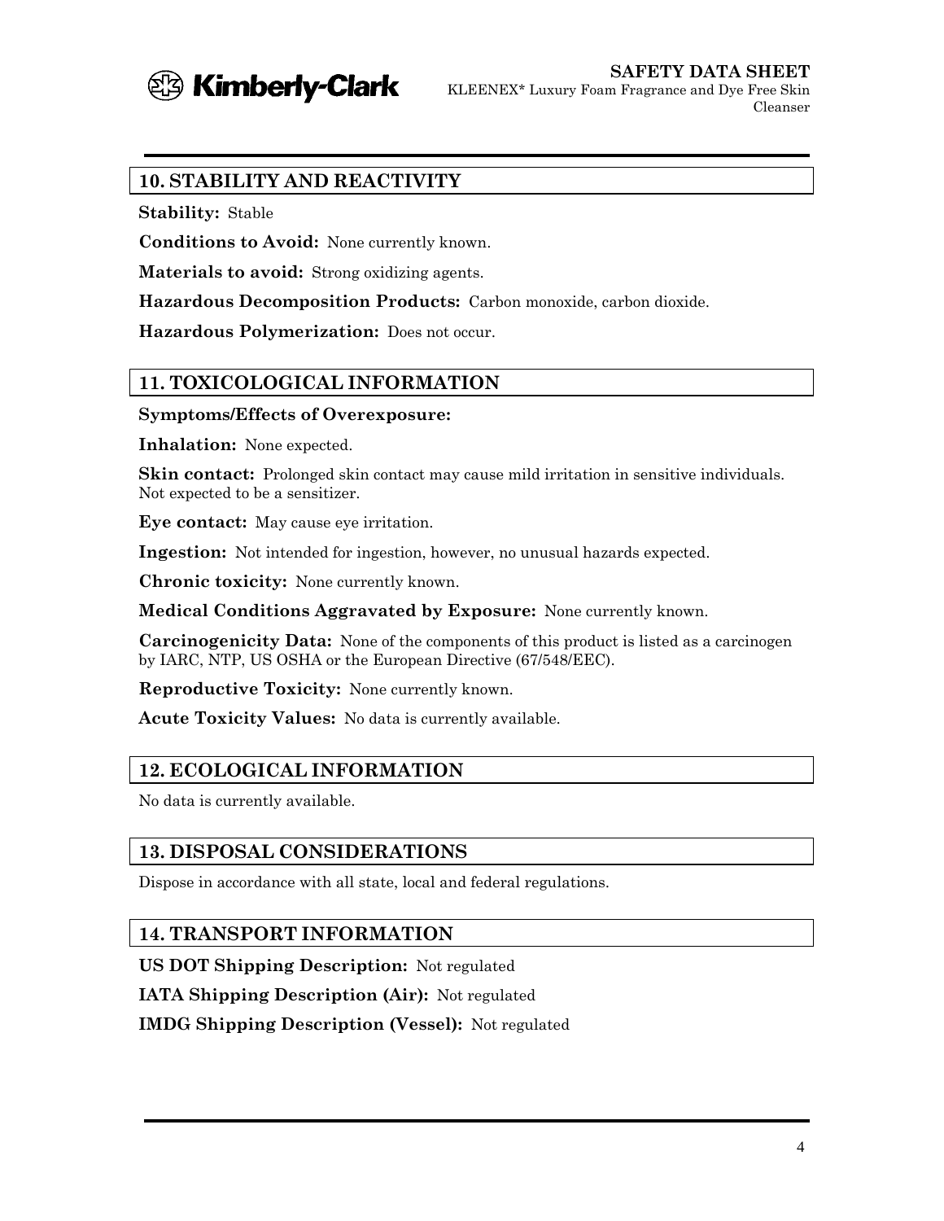## 10. STABILITY AND REACTIVITY

**Stability:** Stable

**Conditions to Avoid:** None currently known.

**Materials to avoid:** Strong oxidizing agents.

**Hazardous Decomposition Products:** Carbon monoxide, carbon dioxide.

**Hazardous Polymerization:** Does not occur.

## 11. TOXICOLOGICAL INFORMATION

**Symptoms/Effects of Overexposure:**

**Inhalation:** None expected.

**Skin contact:** Prolonged skin contact may cause mild irritation in sensitive individuals. Not expected to be a sensitizer.

**Eye contact:** May cause eye irritation.

**Ingestion:** Not intended for ingestion, however, no unusual hazards expected.

**Chronic toxicity:** None currently known.

**Medical Conditions Aggravated by Exposure:** None currently known.

**Carcinogenicity Data:** None of the components of this product is listed as a carcinogen by IARC, NTP, US OSHA or the European Directive (67/548/EEC).

**Reproductive Toxicity:** None currently known.

**Acute Toxicity Values:** No data is currently available.

## 12. ECOLOGICAL INFORMATION

No data is currently available.

## 13. DISPOSAL CONSIDERATIONS

Dispose in accordance with all state, local and federal regulations.

## 14. TRANSPORT INFORMATION

**US DOT Shipping Description:** Not regulated

**IATA Shipping Description (Air):** Not regulated

**IMDG Shipping Description (Vessel):** Not regulated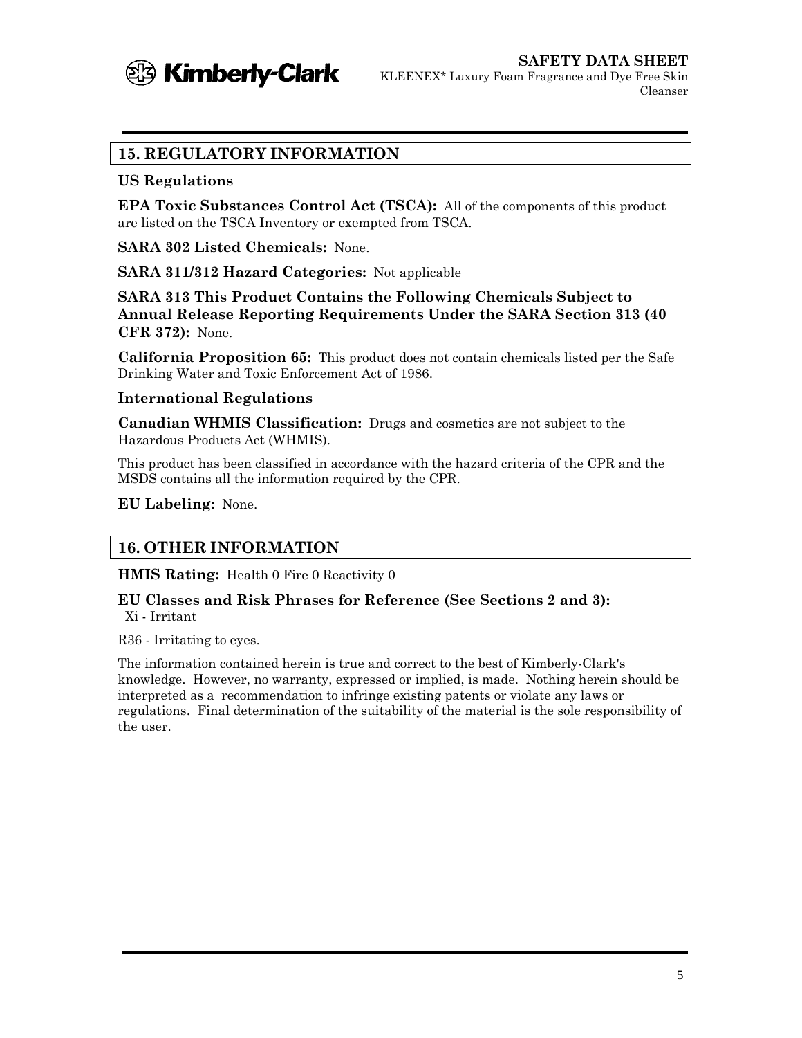## 15. REGULATORY INFORMATION

### US Regulations

**EPA Toxic Substances Control Act (TSCA):** All of the components of this product are listed on the TSCA Inventory or exempted from TSCA.

**SARA 302 Listed Chemicals:** None.

**SARA 311/312 Hazard Categories:** Not applicable

**SARA 313 This Product Contains the Following Chemicals Subject to Annual Release Reporting Requirements Under the SARA Section 313 (40 CFR 372):** None.

**California Proposition 65:** This product does not contain chemicals listed per the Safe Drinking Water and Toxic Enforcement Act of 1986.

### International Regulations

**Canadian WHMIS Classification:** Drugs and cosmetics are not subject to the Hazardous Products Act (WHMIS).

This product has been classified in accordance with the hazard criteria of the CPR and the MSDS contains all the information required by the CPR.

**EU Labeling:** None.

## 16. OTHER INFORMATION

**HMIS Rating:** Health 0 Fire 0 Reactivity 0

**EU Classes and Risk Phrases for Reference (See Sections 2 and 3):**
Xi - Irritant

R36 - Irritating to eyes.

The information contained herein is true and correct to the best of Kimberly-Clark's knowledge. However, no warranty, expressed or implied, is made. Nothing herein should be interpreted as a recommendation to infringe existing patents or violate any laws or regulations. Final determination of the suitability of the material is the sole responsibility of the user.